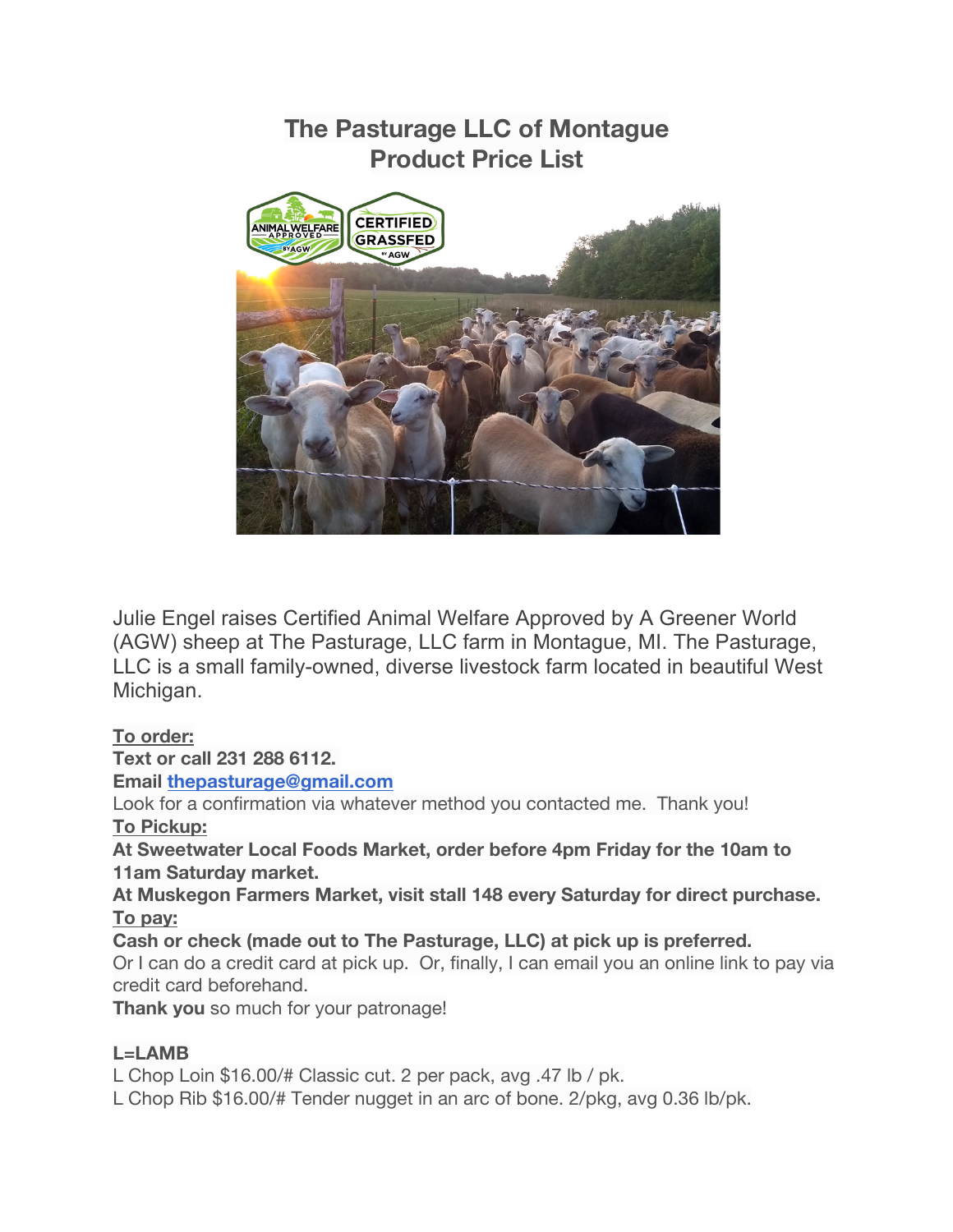# The Pasturage LLC of Montague
# Product Price List

Julie Engel raises Certified Animal Welfare Approved by A Greener World (AGW) sheep at The Pasturage, LLC farm in Montague, MI. The Pasturage, LLC is a small family-owned, diverse livestock farm located in beautiful West Michigan.

**To order:**
**Text or call 231 288 6112.**
**Email [thepasturage@gmail.com](mailto:thepasturage@gmail.com)**
Look for a confirmation via whatever method you contacted me. Thank you!
**To Pickup:**
**At Sweetwater Local Foods Market, order before 4pm Friday for the 10am to 11am Saturday market.**
**At Muskegon Farmers Market, visit stall 148 every Saturday for direct purchase.**
**To pay:**
**Cash or check (made out to The Pasturage, LLC) at pick up is preferred.**
Or I can do a credit card at pick up. Or, finally, I can email you an online link to pay via credit card beforehand.
**Thank you** so much for your patronage!

**L=LAMB**
L Chop Loin $16.00/# Classic cut. 2 per pack, avg .47 lb / pk.
L Chop Rib $16.00/# Tender nugget in an arc of bone. 2/pkg, avg 0.36 lb/pk.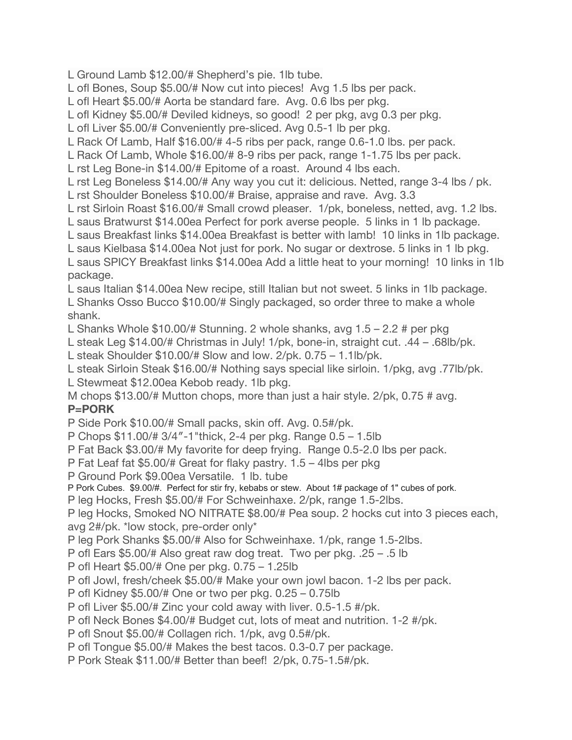L Ground Lamb $12.00/# Shepherd's pie. 1lb tube.  
L ofl Bones, Soup $5.00/# Now cut into pieces! Avg 1.5 lbs per pack.  
L ofl Heart $5.00/# Aorta be standard fare. Avg. 0.6 lbs per pkg.  
L ofl Kidney $5.00/# Deviled kidneys, so good! 2 per pkg, avg 0.3 per pkg.  
L ofl Liver $5.00/# Conveniently pre-sliced. Avg 0.5-1 lb per pkg.  
L Rack Of Lamb, Half $16.00/# 4-5 ribs per pack, range 0.6-1.0 lbs. per pack.  
L Rack Of Lamb, Whole $16.00/# 8-9 ribs per pack, range 1-1.75 lbs per pack.  
L rst Leg Bone-in $14.00/# Epitome of a roast. Around 4 lbs each.  
L rst Leg Boneless $14.00/# Any way you cut it: delicious. Netted, range 3-4 lbs / pk.  
L rst Shoulder Boneless $10.00/# Braise, appraise and rave. Avg. 3.3  
L rst Sirloin Roast $16.00/# Small crowd pleaser. 1/pk, boneless, netted, avg. 1.2 lbs.  
L saus Bratwurst $14.00ea Perfect for pork averse people. 5 links in 1 lb package.  
L saus Breakfast links $14.00ea Breakfast is better with lamb! 10 links in 1lb package.  
L saus Kielbasa $14.00ea Not just for pork. No sugar or dextrose. 5 links in 1 lb pkg.  
L saus SPICY Breakfast links $14.00ea Add a little heat to your morning! 10 links in 1lb package.  
L saus Italian $14.00ea New recipe, still Italian but not sweet. 5 links in 1lb package.  
L Shanks Osso Bucco $10.00/# Singly packaged, so order three to make a whole shank.  
L Shanks Whole $10.00/# Stunning. 2 whole shanks, avg 1.5 – 2.2 # per pkg  
L steak Leg $14.00/# Christmas in July! 1/pk, bone-in, straight cut. .44 – .68lb/pk.  
L steak Shoulder $10.00/# Slow and low. 2/pk. 0.75 – 1.1lb/pk.  
L steak Sirloin Steak $16.00/# Nothing says special like sirloin. 1/pkg, avg .77lb/pk.  
L Stewmeat $12.00ea Kebob ready. 1lb pkg.  
M chops $13.00/# Mutton chops, more than just a hair style. 2/pk, 0.75 # avg.

**P=PORK**

P Side Pork $10.00/# Small packs, skin off. Avg. 0.5#/pk.  
P Chops $11.00/# 3/4″-1"thick, 2-4 per pkg. Range 0.5 – 1.5lb  
P Fat Back $3.00/# My favorite for deep frying. Range 0.5-2.0 lbs per pack.  
P Fat Leaf fat $5.00/# Great for flaky pastry. 1.5 – 4lbs per pkg  
P Ground Pork $9.00ea Versatile. 1 lb. tube  
P Pork Cubes. $9.00/#. Perfect for stir fry, kebabs or stew. About 1# package of 1" cubes of pork.  
P leg Hocks, Fresh $5.00/# For Schweinhaxe. 2/pk, range 1.5-2lbs.  
P leg Hocks, Smoked NO NITRATE $8.00/# Pea soup. 2 hocks cut into 3 pieces each, avg 2#/pk. *low stock, pre-order only*  
P leg Pork Shanks $5.00/# Also for Schweinhaxe. 1/pk, range 1.5-2lbs.  
P ofl Ears $5.00/# Also great raw dog treat. Two per pkg. .25 – .5 lb  
P ofl Heart $5.00/# One per pkg. 0.75 – 1.25lb  
P ofl Jowl, fresh/cheek $5.00/# Make your own jowl bacon. 1-2 lbs per pack.  
P ofl Kidney $5.00/# One or two per pkg. 0.25 – 0.75lb  
P ofl Liver $5.00/# Zinc your cold away with liver. 0.5-1.5 #/pk.  
P ofl Neck Bones $4.00/# Budget cut, lots of meat and nutrition. 1-2 #/pk.  
P ofl Snout $5.00/# Collagen rich. 1/pk, avg 0.5#/pk.  
P ofl Tongue $5.00/# Makes the best tacos. 0.3-0.7 per package.  
P Pork Steak $11.00/# Better than beef! 2/pk, 0.75-1.5#/pk.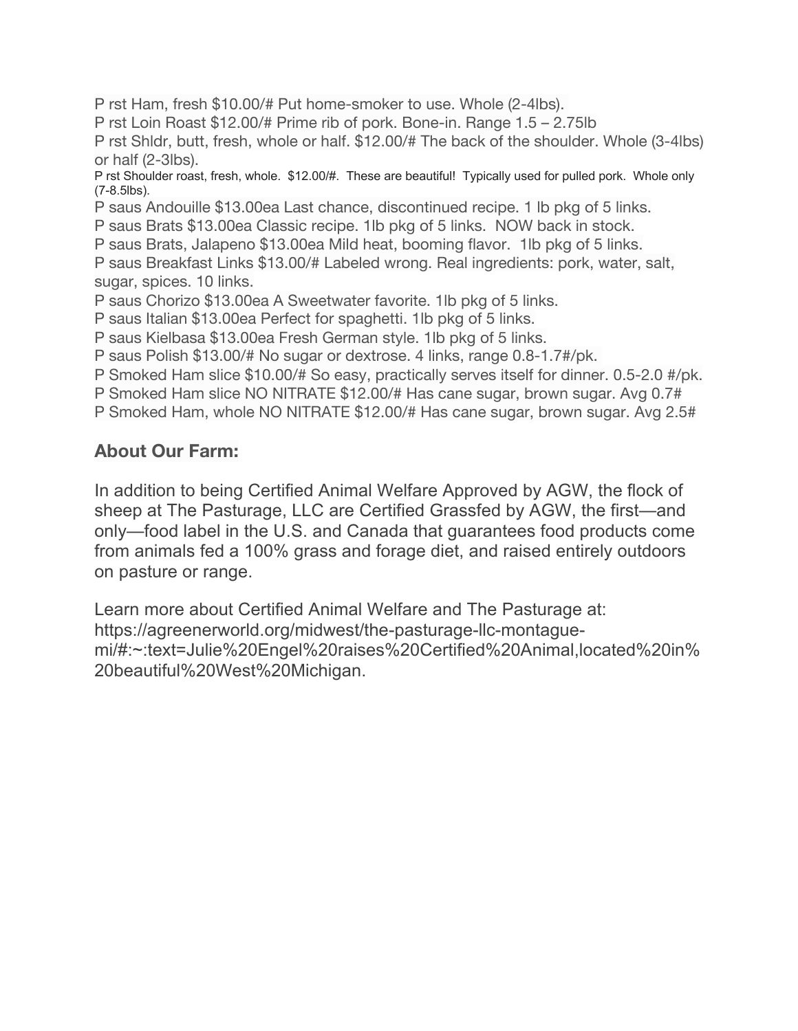P rst Ham, fresh $10.00/# Put home-smoker to use. Whole (2-4lbs).
P rst Loin Roast $12.00/# Prime rib of pork. Bone-in. Range 1.5 – 2.75lb
P rst Shldr, butt, fresh, whole or half. $12.00/# The back of the shoulder. Whole (3-4lbs) or half (2-3lbs).
P rst Shoulder roast, fresh, whole. $12.00/#. These are beautiful! Typically used for pulled pork. Whole only (7-8.5lbs).
P saus Andouille $13.00ea Last chance, discontinued recipe. 1 lb pkg of 5 links.
P saus Brats $13.00ea Classic recipe. 1lb pkg of 5 links. NOW back in stock.
P saus Brats, Jalapeno $13.00ea Mild heat, booming flavor. 1lb pkg of 5 links.
P saus Breakfast Links $13.00/# Labeled wrong. Real ingredients: pork, water, salt, sugar, spices. 10 links.
P saus Chorizo $13.00ea A Sweetwater favorite. 1lb pkg of 5 links.
P saus Italian $13.00ea Perfect for spaghetti. 1lb pkg of 5 links.
P saus Kielbasa $13.00ea Fresh German style. 1lb pkg of 5 links.
P saus Polish $13.00/# No sugar or dextrose. 4 links, range 0.8-1.7#/pk.
P Smoked Ham slice $10.00/# So easy, practically serves itself for dinner. 0.5-2.0 #/pk.
P Smoked Ham slice NO NITRATE $12.00/# Has cane sugar, brown sugar. Avg 0.7#
P Smoked Ham, whole NO NITRATE $12.00/# Has cane sugar, brown sugar. Avg 2.5#

### About Our Farm:

In addition to being Certified Animal Welfare Approved by AGW, the flock of sheep at The Pasturage, LLC are Certified Grassfed by AGW, the first—and only—food label in the U.S. and Canada that guarantees food products come from animals fed a 100% grass and forage diet, and raised entirely outdoors on pasture or range.

Learn more about Certified Animal Welfare and The Pasturage at: https://agreenerworld.org/midwest/the-pasturage-llc-montague-mi/#:~:text=Julie%20Engel%20raises%20Certified%20Animal,located%20in%20beautiful%20West%20Michigan.